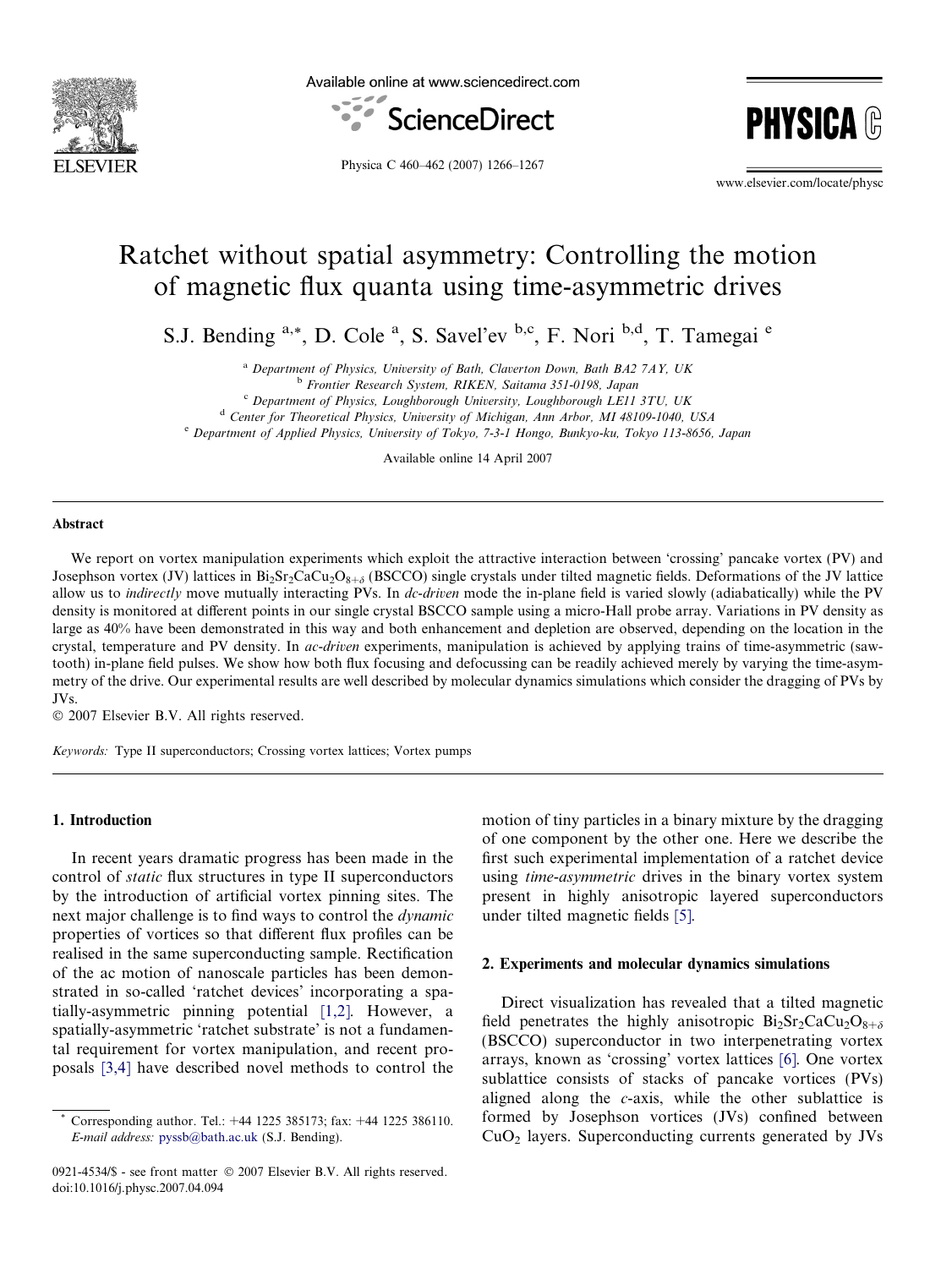# Ratchet without spatial asymmetry: Controlling the motion of magnetic flux quanta using time-asymmetric drives

S.J. Bending [a,*], D. Cole [a], S. Savel'ev [b,c], F. Nori [b,d], T. Tamegai [e]

[a] Department of Physics, University of Bath, Claverton Down, Bath BA2 7AY, UK
[b] Frontier Research System, RIKEN, Saitama 351-0198, Japan
[c] Department of Physics, Loughborough University, Loughborough LE11 3TU, UK
[d] Center for Theoretical Physics, University of Michigan, Ann Arbor, MI 48109-1040, USA
[e] Department of Applied Physics, University of Tokyo, 7-3-1 Hongo, Bunkyo-ku, Tokyo 113-8656, Japan

Available online 14 April 2007

## Abstract

We report on vortex manipulation experiments which exploit the attractive interaction between 'crossing' pancake vortex (PV) and Josephson vortex (JV) lattices in $Bi_2Sr_2CaCu_2O_{8+\delta}$ (BSCCO) single crystals under tilted magnetic fields. Deformations of the JV lattice allow us to *indirectly* move mutually interacting PVs. In *dc-driven* mode the in-plane field is varied slowly (adiabatically) while the PV density is monitored at different points in our single crystal BSCCO sample using a micro-Hall probe array. Variations in PV density as large as 40% have been demonstrated in this way and both enhancement and depletion are observed, depending on the location in the crystal, temperature and PV density. In *ac-driven* experiments, manipulation is achieved by applying trains of time-asymmetric (saw-tooth) in-plane field pulses. We show how both flux focusing and defocussing can be readily achieved merely by varying the time-asymmetry of the drive. Our experimental results are well described by molecular dynamics simulations which consider the dragging of PVs by JVs.

© 2007 Elsevier B.V. All rights reserved.

*Keywords:* Type II superconductors; Crossing vortex lattices; Vortex pumps

## 1. Introduction

In recent years dramatic progress has been made in the control of *static* flux structures in type II superconductors by the introduction of artificial vortex pinning sites. The next major challenge is to find ways to control the *dynamic* properties of vortices so that different flux profiles can be realised in the same superconducting sample. Rectification of the ac motion of nanoscale particles has been demonstrated in so-called 'ratchet devices' incorporating a spatially-asymmetric pinning potential [1,2]. However, a spatially-asymmetric 'ratchet substrate' is not a fundamental requirement for vortex manipulation, and recent proposals [3,4] have described novel methods to control the motion of tiny particles in a binary mixture by the dragging of one component by the other one. Here we describe the first such experimental implementation of a ratchet device using *time-asymmetric* drives in the binary vortex system present in highly anisotropic layered superconductors under tilted magnetic fields [5].

## 2. Experiments and molecular dynamics simulations

Direct visualization has revealed that a tilted magnetic field penetrates the highly anisotropic $Bi_2Sr_2CaCu_2O_{8+\delta}$ (BSCCO) superconductor in two interpenetrating vortex arrays, known as 'crossing' vortex lattices [6]. One vortex sublattice consists of stacks of pancake vortices (PVs) aligned along the *c*-axis, while the other sublattice is formed by Josephson vortices (JVs) confined between $CuO_2$ layers. Superconducting currents generated by JVs

* Corresponding author. Tel.: +44 1225 385173; fax: +44 1225 386110. *E-mail address:* pyssb@bath.ac.uk (S.J. Bending).

0921-4534/$ - see front matter © 2007 Elsevier B.V. All rights reserved.
doi:10.1016/j.physc.2007.04.094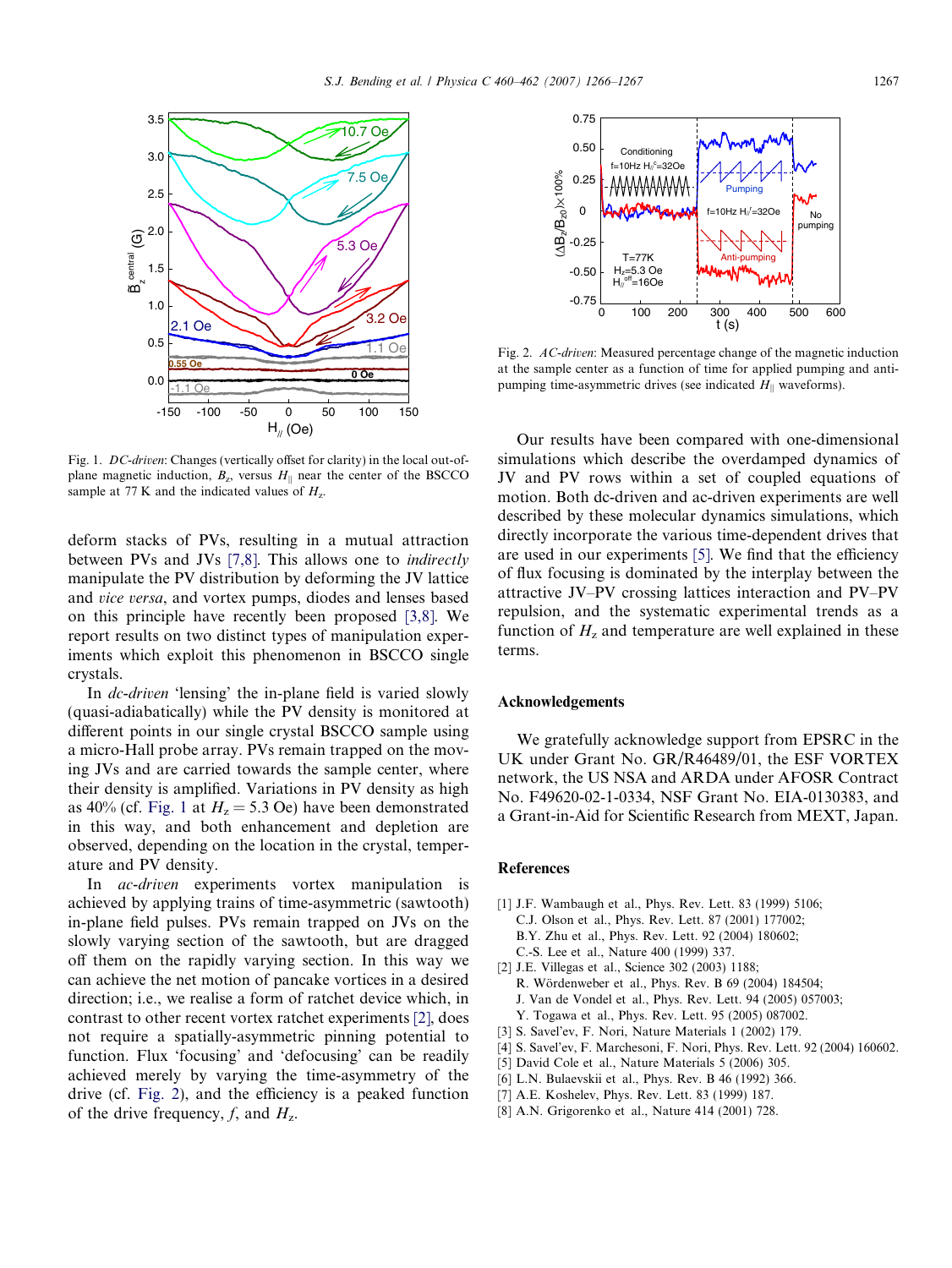3.5
3.0
2.5
2.0
1.5
1.0
0.5
0.0

10.7 Oe
7.5 Oe
5.3 Oe
3.2 Oe
2.1 Oe
1.1 Oe
0.55 Oe
0 Oe
-1.1 Oe

$\tilde{B}_z^{central}$ (G)

-150 -100 -50 0 50 100 150

$H_{//}$ (Oe)

Fig. 1. *DC-driven*: Changes (vertically offset for clarity) in the local out-of-plane magnetic induction, $B_z$, versus $H_{\|}$ near the center of the BSCCO sample at 77 K and the indicated values of $H_z$.

0.75
0.50
0.25
0
-0.25
-0.50
-0.75

$(\Delta B_z/B_{z0})\times100\%$

Conditioning
f=10Hz $H_{//}^{c}$=32Oe

Pumping
f=10Hz $H_{//}^{c}$=32Oe

No pumping

T=77K
$H_z$=5.3 Oe
$H_{//}^{off}$=16Oe

Anti-pumping

0 100 200 300 400 500 600

t (s)

Fig. 2. *AC-driven*: Measured percentage change of the magnetic induction at the sample center as a function of time for applied pumping and anti-pumping time-asymmetric drives (see indicated $H_{\|}$ waveforms).

deform stacks of PVs, resulting in a mutual attraction between PVs and JVs [7,8]. This allows one to *indirectly* manipulate the PV distribution by deforming the JV lattice and *vice versa*, and vortex pumps, diodes and lenses based on this principle have recently been proposed [3,8]. We report results on two distinct types of manipulation experiments which exploit this phenomenon in BSCCO single crystals.

In *dc-driven* 'lensing' the in-plane field is varied slowly (quasi-adiabatically) while the PV density is monitored at different points in our single crystal BSCCO sample using a micro-Hall probe array. PVs remain trapped on the moving JVs and are carried towards the sample center, where their density is amplified. Variations in PV density as high as 40% (cf. Fig. 1 at $H_z = 5.3$ Oe) have been demonstrated in this way, and both enhancement and depletion are observed, depending on the location in the crystal, temperature and PV density.

In *ac-driven* experiments vortex manipulation is achieved by applying trains of time-asymmetric (sawtooth) in-plane field pulses. PVs remain trapped on JVs on the slowly varying section of the sawtooth, but are dragged off them on the rapidly varying section. In this way we can achieve the net motion of pancake vortices in a desired direction; i.e., we realise a form of ratchet device which, in contrast to other recent vortex ratchet experiments [2], does not require a spatially-asymmetric pinning potential to function. Flux 'focusing' and 'defocusing' can be readily achieved merely by varying the time-asymmetry of the drive (cf. Fig. 2), and the efficiency is a peaked function of the drive frequency, $f$, and $H_z$.

Our results have been compared with one-dimensional simulations which describe the overdamped dynamics of JV and PV rows within a set of coupled equations of motion. Both dc-driven and ac-driven experiments are well described by these molecular dynamics simulations, which directly incorporate the various time-dependent drives that are used in our experiments [5]. We find that the efficiency of flux focusing is dominated by the interplay between the attractive JV–PV crossing lattices interaction and PV–PV repulsion, and the systematic experimental trends as a function of $H_z$ and temperature are well explained in these terms.

## Acknowledgements

We gratefully acknowledge support from EPSRC in the UK under Grant No. GR/R46489/01, the ESF VORTEX network, the US NSA and ARDA under AFOSR Contract No. F49620-02-1-0334, NSF Grant No. EIA-0130383, and a Grant-in-Aid for Scientific Research from MEXT, Japan.

## References

[1] J.F. Wambaugh et al., Phys. Rev. Lett. 83 (1999) 5106;
C.J. Olson et al., Phys. Rev. Lett. 87 (2001) 177002;
B.Y. Zhu et al., Phys. Rev. Lett. 92 (2004) 180602;
C.-S. Lee et al., Nature 400 (1999) 337.

[2] J.E. Villegas et al., Science 302 (2003) 1188;
R. Wördenweber et al., Phys. Rev. B 69 (2004) 184504;
J. Van de Vondel et al., Phys. Rev. Lett. 94 (2005) 057003;
Y. Togawa et al., Phys. Rev. Lett. 95 (2005) 087002.

[3] S. Savel'ev, F. Nori, Nature Materials 1 (2002) 179.

[4] S. Savel'ev, F. Marchesoni, F. Nori, Phys. Rev. Lett. 92 (2004) 160602.

[5] David Cole et al., Nature Materials 5 (2006) 305.

[6] L.N. Bulaevskii et al., Phys. Rev. B 46 (1992) 366.

[7] A.E. Koshelev, Phys. Rev. Lett. 83 (1999) 187.

[8] A.N. Grigorenko et al., Nature 414 (2001) 728.